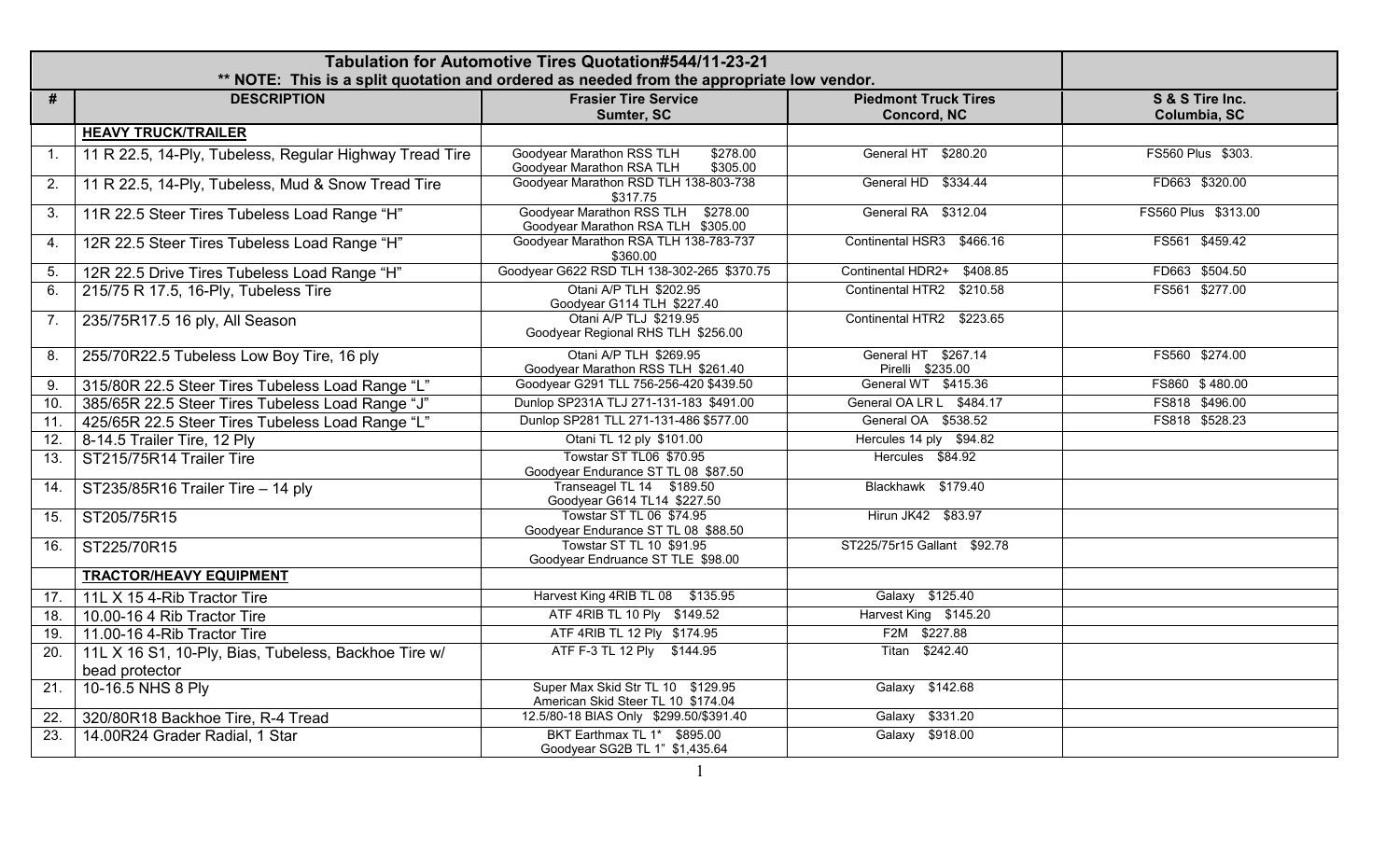| Tabulation for Automotive Tires Quotation#544/11-23-21<br>** NOTE: This is a split quotation and ordered as needed from the appropriate low vendor. | | | | |
|---|---|---|---|---|
| **#** | **DESCRIPTION** | **Frasier Tire Service**<br>**Sumter, SC** | **Piedmont Truck Tires**<br>**Concord, NC** | **S & S Tire Inc.**<br>**Columbia, SC** |
| | **HEAVY TRUCK/TRAILER** | | | |
| 1. | 11 R 22.5, 14-Ply, Tubeless, Regular Highway Tread Tire | Goodyear Marathon RSS TLH $278.00<br>Goodyear Marathon RSA TLH $305.00 | General HT $280.20 | FS560 Plus $303. |
| 2. | 11 R 22.5, 14-Ply, Tubeless, Mud & Snow Tread Tire | Goodyear Marathon RSD TLH 138-803-738 $317.75 | General HD $334.44 | FD663 $320.00 |
| 3. | 11R 22.5 Steer Tires Tubeless Load Range "H" | Goodyear Marathon RSS TLH $278.00<br>Goodyear Marathon RSA TLH $305.00 | General RA $312.04 | FS560 Plus $313.00 |
| 4. | 12R 22.5 Steer Tires Tubeless Load Range "H" | Goodyear Marathon RSA TLH 138-783-737 $360.00 | Continental HSR3 $466.16 | FS561 $459.42 |
| 5. | 12R 22.5 Drive Tires Tubeless Load Range "H" | Goodyear G622 RSD TLH 138-302-265 $370.75 | Continental HDR2+ $408.85 | FD663 $504.50 |
| 6. | 215/75 R 17.5, 16-Ply, Tubeless Tire | Otani A/P TLH $202.95<br>Goodyear G114 TLH $227.40 | Continental HTR2 $210.58 | FS561 $277.00 |
| 7. | 235/75R17.5 16 ply, All Season | Otani A/P TLJ $219.95<br>Goodyear Regional RHS TLH $256.00 | Continental HTR2 $223.65 | |
| 8. | 255/70R22.5 Tubeless Low Boy Tire, 16 ply | Otani A/P TLH $269.95<br>Goodyear Marathon RSS TLH $261.40 | General HT $267.14<br>Pirelli $235.00 | FS560 $274.00 |
| 9. | 315/80R 22.5 Steer Tires Tubeless Load Range "L" | Goodyear G291 TLL 756-256-420 $439.50 | General WT $415.36 | FS860 $480.00 |
| 10. | 385/65R 22.5 Steer Tires Tubeless Load Range "J" | Dunlop SP231A TLJ 271-131-183 $491.00 | General OA LR L $484.17 | FS818 $496.00 |
| 11. | 425/65R 22.5 Steer Tires Tubeless Load Range "L" | Dunlop SP281 TLL 271-131-486 $577.00 | General OA $538.52 | FS818 $528.23 |
| 12. | 8-14.5 Trailer Tire, 12 Ply | Otani TL 12 ply $101.00 | Hercules 14 ply $94.82 | |
| 13. | ST215/75R14 Trailer Tire | Towstar ST TL06 $70.95<br>Goodyear Endurance ST TL 08 $87.50 | Hercules $84.92 | |
| 14. | ST235/85R16 Trailer Tire – 14 ply | Transeagel TL 14 $189.50<br>Goodyear G614 TL14 $227.50 | Blackhawk $179.40 | |
| 15. | ST205/75R15 | Towstar ST TL 06 $74.95<br>Goodyear Endurance ST TL 08 $88.50 | Hirun JK42 $83.97 | |
| 16. | ST225/70R15 | Towstar ST TL 10 $91.95<br>Goodyear Endruance ST TLE $98.00 | ST225/75r15 Gallant $92.78 | |
| | **TRACTOR/HEAVY EQUIPMENT** | | | |
| 17. | 11L X 15 4-Rib Tractor Tire | Harvest King 4RIB TL 08 $135.95 | Galaxy $125.40 | |
| 18. | 10.00-16 4 Rib Tractor Tire | ATF 4RIB TL 10 Ply $149.52 | Harvest King $145.20 | |
| 19. | 11.00-16 4-Rib Tractor Tire | ATF 4RIB TL 12 Ply $174.95 | F2M $227.88 | |
| 20. | 11L X 16 S1, 10-Ply, Bias, Tubeless, Backhoe Tire w/ bead protector | ATF F-3 TL 12 Ply $144.95 | Titan $242.40 | |
| 21. | 10-16.5 NHS 8 Ply | Super Max Skid Str TL 10 $129.95<br>American Skid Steer TL 10 $174.04 | Galaxy $142.68 | |
| 22. | 320/80R18 Backhoe Tire, R-4 Tread | 12.5/80-18 BIAS Only $299.50/$391.40 | Galaxy $331.20 | |
| 23. | 14.00R24 Grader Radial, 1 Star | BKT Earthmax TL 1* $895.00<br>Goodyear SG2B TL 1" $1,435.64 | Galaxy $918.00 | |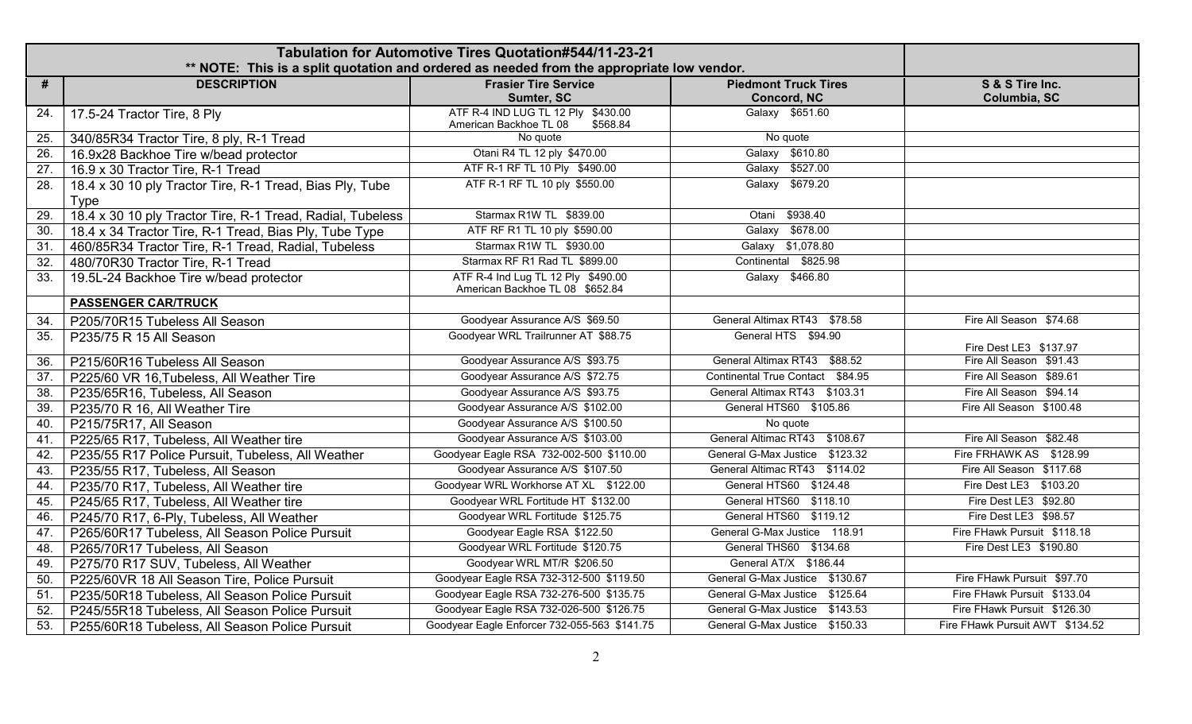| Tabulation for Automotive Tires Quotation#544/11-23-21<br>** NOTE: This is a split quotation and ordered as needed from the appropriate low vendor. | | | | |
|---|---|---|---|---|
| # | DESCRIPTION | Frasier Tire Service<br>Sumter, SC | Piedmont Truck Tires<br>Concord, NC | S & S Tire Inc.<br>Columbia, SC |
| 24. | 17.5-24 Tractor Tire, 8 Ply | ATF R-4 IND LUG TL 12 Ply $430.00<br>American Backhoe TL 08 $568.84 | Galaxy $651.60 | |
| 25. | 340/85R34 Tractor Tire, 8 ply, R-1 Tread | No quote | No quote | |
| 26. | 16.9x28 Backhoe Tire w/bead protector | Otani R4 TL 12 ply $470.00 | Galaxy $610.80 | |
| 27. | 16.9 x 30 Tractor Tire, R-1 Tread | ATF R-1 RF TL 10 Ply $490.00 | Galaxy $527.00 | |
| 28. | 18.4 x 30 10 ply Tractor Tire, R-1 Tread, Bias Ply, Tube Type | ATF R-1 RF TL 10 ply $550.00 | Galaxy $679.20 | |
| 29. | 18.4 x 30 10 ply Tractor Tire, R-1 Tread, Radial, Tubeless | Starmax R1W TL $839.00 | Otani $938.40 | |
| 30. | 18.4 x 34 Tractor Tire, R-1 Tread, Bias Ply, Tube Type | ATF RF R1 TL 10 ply $590.00 | Galaxy $678.00 | |
| 31. | 460/85R34 Tractor Tire, R-1 Tread, Radial, Tubeless | Starmax R1W TL $930.00 | Galaxy $1,078.80 | |
| 32. | 480/70R30 Tractor Tire, R-1 Tread | Starmax RF R1 Rad TL $899.00 | Continental $825.98 | |
| 33. | 19.5L-24 Backhoe Tire w/bead protector | ATF R-4 Ind Lug TL 12 Ply $490.00<br>American Backhoe TL 08 $652.84 | Galaxy $466.80 | |
| | **PASSENGER CAR/TRUCK** | | | |
| 34. | P205/70R15 Tubeless All Season | Goodyear Assurance A/S $69.50 | General Altimax RT43 $78.58 | Fire All Season $74.68 |
| 35. | P235/75 R 15 All Season | Goodyear WRL Trailrunner AT $88.75 | General HTS $94.90 | Fire Dest LE3 $137.97 |
| 36. | P215/60R16 Tubeless All Season | Goodyear Assurance A/S $93.75 | General Altimax RT43 $88.52 | Fire All Season $91.43 |
| 37. | P225/60 VR 16,Tubeless, All Weather Tire | Goodyear Assurance A/S $72.75 | Continental True Contact $84.95 | Fire All Season $89.61 |
| 38. | P235/65R16, Tubeless, All Season | Goodyear Assurance A/S $93.75 | General Altimax RT43 $103.31 | Fire All Season $94.14 |
| 39. | P235/70 R 16, All Weather Tire | Goodyear Assurance A/S $102.00 | General HTS60 $105.86 | Fire All Season $100.48 |
| 40. | P215/75R17, All Season | Goodyear Assurance A/S $100.50 | No quote | |
| 41. | P225/65 R17, Tubeless, All Weather tire | Goodyear Assurance A/S $103.00 | General Altimac RT43 $108.67 | Fire All Season $82.48 |
| 42. | P235/55 R17 Police Pursuit, Tubeless, All Weather | Goodyear Eagle RSA 732-002-500 $110.00 | General G-Max Justice $123.32 | Fire FRHAWK AS $128.99 |
| 43. | P235/55 R17, Tubeless, All Season | Goodyear Assurance A/S $107.50 | General Altimax RT43 $114.02 | Fire All Season $117.68 |
| 44. | P235/70 R17, Tubeless, All Weather tire | Goodyear WRL Workhorse AT XL $122.00 | General HTS60 $124.48 | Fire Dest LE3 $103.20 |
| 45. | P245/65 R17, Tubeless, All Weather tire | Goodyear WRL Fortitude HT $132.00 | General HTS60 $118.10 | Fire Dest LE3 $92.80 |
| 46. | P245/70 R17, 6-Ply, Tubeless, All Weather | Goodyear WRL Fortitude $125.75 | General HTS60 $119.12 | Fire Dest LE3 $98.57 |
| 47. | P265/60R17 Tubeless, All Season Police Pursuit | Goodyear Eagle RSA $122.50 | General G-Max Justice 118.91 | Fire FHawk Pursuit $118.18 |
| 48. | P265/70R17 Tubeless, All Season | Goodyear WRL Fortitude $120.75 | General THS60 $134.68 | Fire Dest LE3 $190.80 |
| 49. | P275/70 R17 SUV, Tubeless, All Weather | Goodyear WRL MT/R $206.50 | General AT/X $186.44 | |
| 50. | P225/60VR 18 All Season Tire, Police Pursuit | Goodyear Eagle RSA 732-312-500 $119.50 | General G-Max Justice $130.67 | Fire FHawk Pursuit $97.70 |
| 51. | P235/50R18 Tubeless, All Season Police Pursuit | Goodyear Eagle RSA 732-276-500 $135.75 | General G-Max Justice $125.64 | Fire FHawk Pursuit $133.04 |
| 52. | P245/55R18 Tubeless, All Season Police Pursuit | Goodyear Eagle RSA 732-026-500 $126.75 | General G-Max Justice $143.53 | Fire FHawk Pursuit $126.30 |
| 53. | P255/60R18 Tubeless, All Season Police Pursuit | Goodyear Eagle Enforcer 732-055-563 $141.75 | General G-Max Justice $150.33 | Fire FHawk Pursuit AWT $134.52 |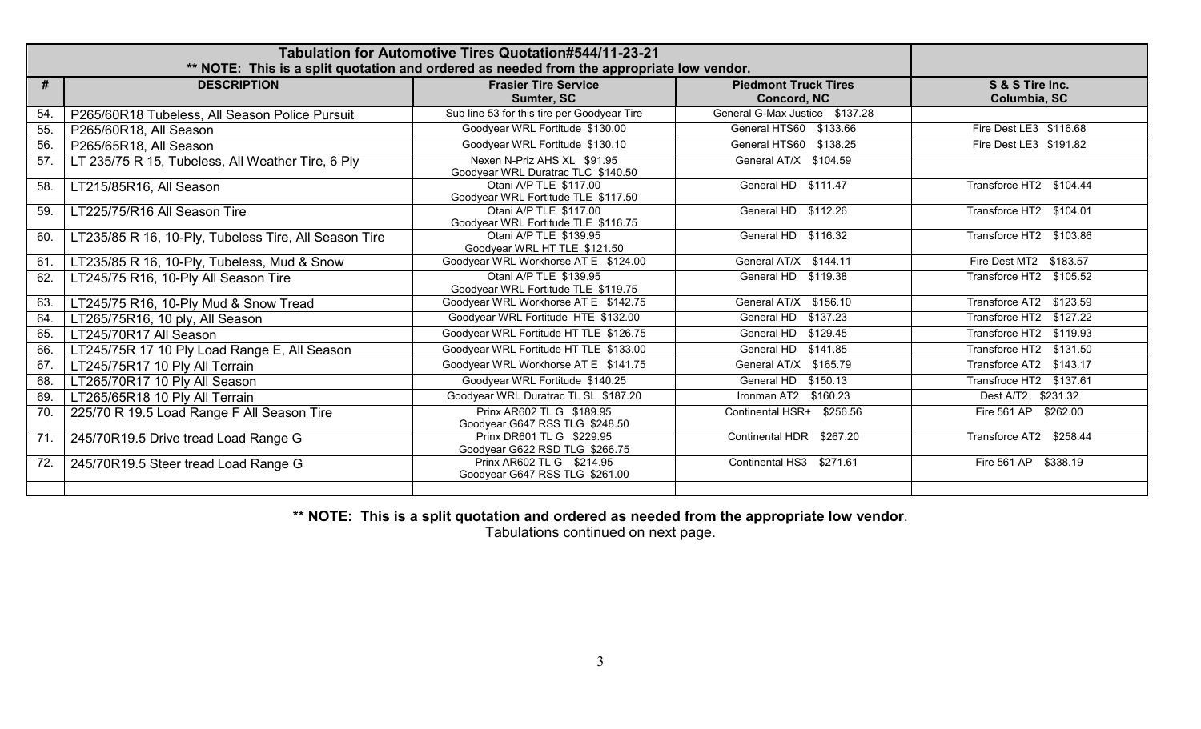| | Tabulation for Automotive Tires Quotation#544/11-23-21<br>** NOTE: This is a split quotation and ordered as needed from the appropriate low vendor. | | | |
|---|---|---|---|---|
| # | DESCRIPTION | Frasier Tire Service<br>Sumter, SC | Piedmont Truck Tires<br>Concord, NC | S & S Tire Inc.<br>Columbia, SC |
| 54. | P265/60R18 Tubeless, All Season Police Pursuit | Sub line 53 for this tire per Goodyear Tire | General G-Max Justice $137.28 | |
| 55. | P265/60R18, All Season | Goodyear WRL Fortitude $130.00 | General HTS60 $133.66 | Fire Dest LE3 $116.68 |
| 56. | P265/65R18, All Season | Goodyear WRL Fortitude $130.10 | General HTS60 $138.25 | Fire Dest LE3 $191.82 |
| 57. | LT 235/75 R 15, Tubeless, All Weather Tire, 6 Ply | Nexen N-Priz AHS XL $91.95<br>Goodyear WRL Duratrac TLC $140.50 | General AT/X $104.59 | |
| 58. | LT215/85R16, All Season | Otani A/P TLE $117.00<br>Goodyear WRL Fortitude TLE $117.50 | General HD $111.47 | Transforce HT2 $104.44 |
| 59. | LT225/75/R16 All Season Tire | Otani A/P TLE $117.00<br>Goodyear WRL Fortitude TLE $116.75 | General HD $112.26 | Transforce HT2 $104.01 |
| 60. | LT235/85 R 16, 10-Ply, Tubeless Tire, All Season Tire | Otani A/P TLE $139.95<br>Goodyear WRL HT TLE $121.50 | General HD $116.32 | Transforce HT2 $103.86 |
| 61. | LT235/85 R 16, 10-Ply, Tubeless, Mud & Snow | Goodyear WRL Workhorse AT E $124.00 | General AT/X $144.11 | Fire Dest MT2 $183.57 |
| 62. | LT245/75 R16, 10-Ply All Season Tire | Otani A/P TLE $139.95<br>Goodyear WRL Fortitude TLE $119.75 | General HD $119.38 | Transforce HT2 $105.52 |
| 63. | LT245/75 R16, 10-Ply Mud & Snow Tread | Goodyear WRL Workhorse AT E $142.75 | General AT/X $156.10 | Transforce AT2 $123.59 |
| 64. | LT265/75R16, 10 ply, All Season | Goodyear WRL Fortitude HTE $132.00 | General HD $137.23 | Transforce HT2 $127.22 |
| 65. | LT245/70R17 All Season | Goodyear WRL Fortitude HT TLE $126.75 | General HD $129.45 | Transforce HT2 $119.93 |
| 66. | LT245/75R 17 10 Ply Load Range E, All Season | Goodyear WRL Fortitude HT TLE $133.00 | General HD $141.85 | Transforce HT2 $131.50 |
| 67. | LT245/75R17 10 Ply All Terrain | Goodyear WRL Workhorse AT E $141.75 | General AT/X $165.79 | Transforce AT2 $143.17 |
| 68. | LT265/70R17 10 Ply All Season | Goodyear WRL Fortitude $140.25 | General HD $150.13 | Transfroce HT2 $137.61 |
| 69. | LT265/65R18 10 Ply All Terrain | Goodyear WRL Duratrac TL SL $187.20 | Ironman AT2 $160.23 | Dest A/T2 $231.32 |
| 70. | 225/70 R 19.5 Load Range F All Season Tire | Prinx AR602 TL G $189.95<br>Goodyear G647 RSS TLG $248.50 | Continental HSR+ $256.56 | Fire 561 AP $262.00 |
| 71. | 245/70R19.5 Drive tread Load Range G | Prinx DR601 TL G $229.95<br>Goodyear G622 RSD TLG $266.75 | Continental HDR $267.20 | Transforce AT2 $258.44 |
| 72. | 245/70R19.5 Steer tread Load Range G | Prinx AR602 TL G $214.95<br>Goodyear G647 RSS TLG $261.00 | Continental HS3 $271.61 | Fire 561 AP $338.19 |
| | | | | |

**** NOTE: This is a split quotation and ordered as needed from the appropriate low vendor**.
Tabulations continued on next page.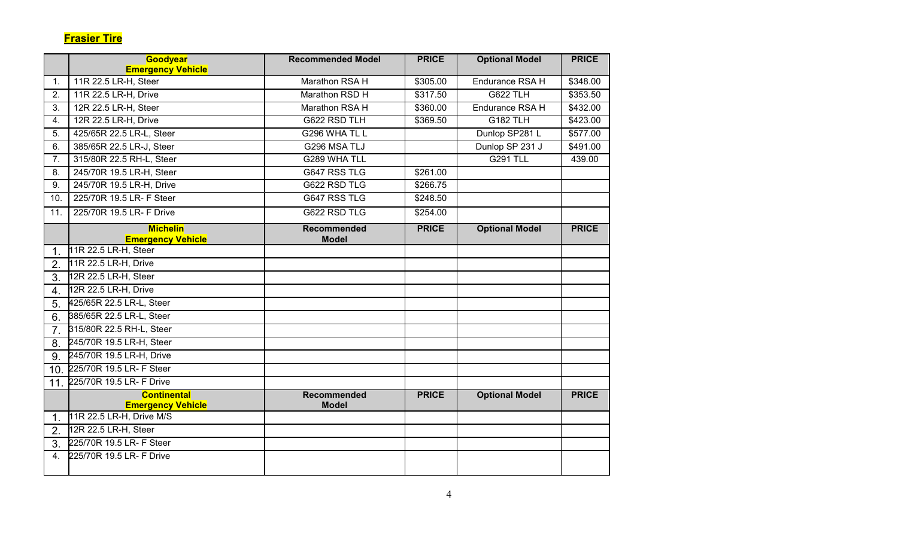**Frasier Tire**

| | Goodyear Emergency Vehicle | Recommended Model | PRICE | Optional Model | PRICE |
|---|---|---|---|---|---|
| 1. | 11R 22.5 LR-H, Steer | Marathon RSA H | $305.00 | Endurance RSA H | $348.00 |
| 2. | 11R 22.5 LR-H, Drive | Marathon RSD H | $317.50 | G622 TLH | $353.50 |
| 3. | 12R 22.5 LR-H, Steer | Marathon RSA H | $360.00 | Endurance RSA H | $432.00 |
| 4. | 12R 22.5 LR-H, Drive | G622 RSD TLH | $369.50 | G182 TLH | $423.00 |
| 5. | 425/65R 22.5 LR-L, Steer | G296 WHA TL L | | Dunlop SP281 L | $577.00 |
| 6. | 385/65R 22.5 LR-J, Steer | G296 MSA TLJ | | Dunlop SP 231 J | $491.00 |
| 7. | 315/80R 22.5 RH-L, Steer | G289 WHA TLL | | G291 TLL | 439.00 |
| 8. | 245/70R 19.5 LR-H, Steer | G647 RSS TLG | $261.00 | | |
| 9. | 245/70R 19.5 LR-H, Drive | G622 RSD TLG | $266.75 | | |
| 10. | 225/70R 19.5 LR- F Steer | G647 RSS TLG | $248.50 | | |
| 11. | 225/70R 19.5 LR- F Drive | G622 RSD TLG | $254.00 | | |
| | **Michelin Emergency Vehicle** | **Recommended Model** | **PRICE** | **Optional Model** | **PRICE** |
| 1. | 11R 22.5 LR-H, Steer | | | | |
| 2. | 11R 22.5 LR-H, Drive | | | | |
| 3. | 12R 22.5 LR-H, Steer | | | | |
| 4. | 12R 22.5 LR-H, Drive | | | | |
| 5. | 425/65R 22.5 LR-L, Steer | | | | |
| 6. | 385/65R 22.5 LR-L, Steer | | | | |
| 7. | 315/80R 22.5 RH-L, Steer | | | | |
| 8. | 245/70R 19.5 LR-H, Steer | | | | |
| 9. | 245/70R 19.5 LR-H, Drive | | | | |
| 10. | 225/70R 19.5 LR- F Steer | | | | |
| 11. | 225/70R 19.5 LR- F Drive | | | | |
| | **Continental Emergency Vehicle** | **Recommended Model** | **PRICE** | **Optional Model** | **PRICE** |
| 1. | 11R 22.5 LR-H, Drive M/S | | | | |
| 2. | 12R 22.5 LR-H, Steer | | | | |
| 3. | 225/70R 19.5 LR- F Steer | | | | |
| 4. | 225/70R 19.5 LR- F Drive | | | | |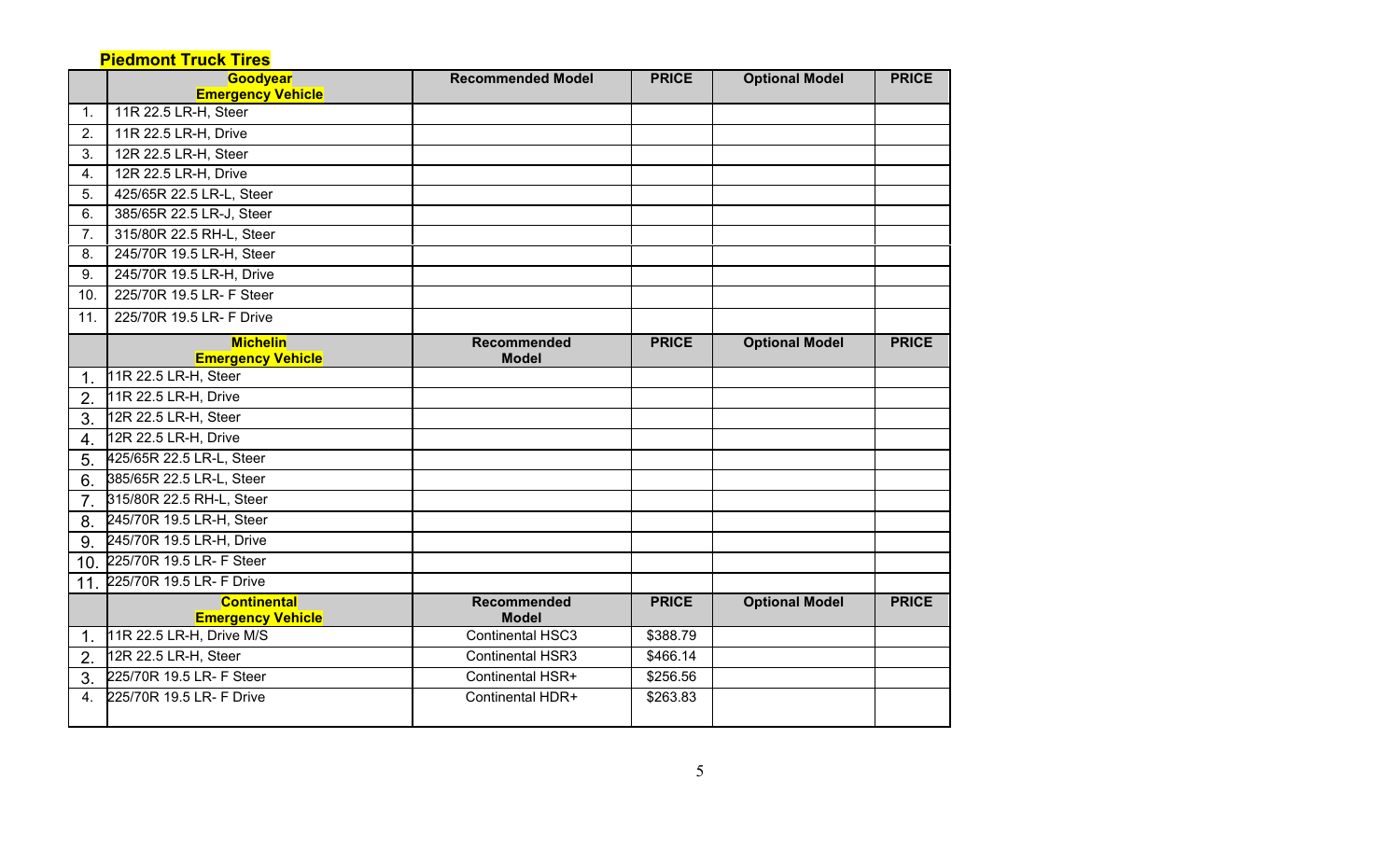**Piedmont Truck Tires**

| | Goodyear Emergency Vehicle | Recommended Model | PRICE | Optional Model | PRICE |
|---|---|---|---|---|---|
| 1. | 11R 22.5 LR-H, Steer | | | | |
| 2. | 11R 22.5 LR-H, Drive | | | | |
| 3. | 12R 22.5 LR-H, Steer | | | | |
| 4. | 12R 22.5 LR-H, Drive | | | | |
| 5. | 425/65R 22.5 LR-L, Steer | | | | |
| 6. | 385/65R 22.5 LR-J, Steer | | | | |
| 7. | 315/80R 22.5 RH-L, Steer | | | | |
| 8. | 245/70R 19.5 LR-H, Steer | | | | |
| 9. | 245/70R 19.5 LR-H, Drive | | | | |
| 10. | 225/70R 19.5 LR- F Steer | | | | |
| 11. | 225/70R 19.5 LR- F Drive | | | | |
| | **Michelin Emergency Vehicle** | **Recommended Model** | **PRICE** | **Optional Model** | **PRICE** |
| 1. | 11R 22.5 LR-H, Steer | | | | |
| 2. | 11R 22.5 LR-H, Drive | | | | |
| 3. | 12R 22.5 LR-H, Steer | | | | |
| 4. | 12R 22.5 LR-H, Drive | | | | |
| 5. | 425/65R 22.5 LR-L, Steer | | | | |
| 6. | 385/65R 22.5 LR-L, Steer | | | | |
| 7. | 315/80R 22.5 RH-L, Steer | | | | |
| 8. | 245/70R 19.5 LR-H, Steer | | | | |
| 9. | 245/70R 19.5 LR-H, Drive | | | | |
| 10. | 225/70R 19.5 LR- F Steer | | | | |
| 11. | 225/70R 19.5 LR- F Drive | | | | |
| | **Continental Emergency Vehicle** | **Recommended Model** | **PRICE** | **Optional Model** | **PRICE** |
| 1. | 11R 22.5 LR-H, Drive M/S | Continental HSC3 | $388.79 | | |
| 2. | 12R 22.5 LR-H, Steer | Continental HSR3 | $466.14 | | |
| 3. | 225/70R 19.5 LR- F Steer | Continental HSR+ | $256.56 | | |
| 4. | 225/70R 19.5 LR- F Drive | Continental HDR+ | $263.83 | | |